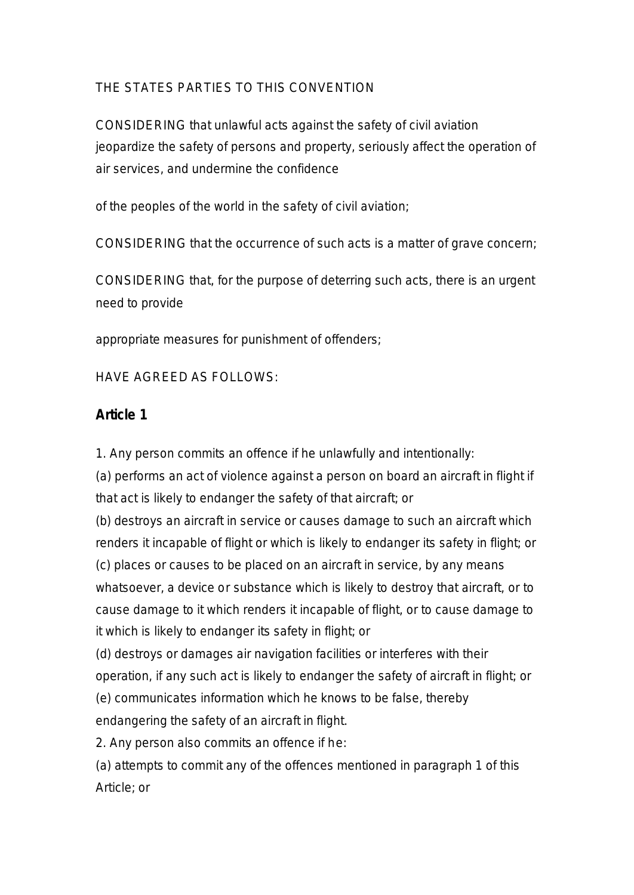THE STATES PARTIES TO THIS CONVENTION

CONSIDERING that unlawful acts against the safety of civil aviation jeopardize the safety of persons and property, seriously affect the operation of air services, and undermine the confidence

of the peoples of the world in the safety of civil aviation;

CONSIDERING that the occurrence of such acts is a matter of grave concern;

CONSIDERING that, for the purpose of deterring such acts, there is an urgent need to provide

appropriate measures for punishment of offenders;

HAVE AGREED AS FOLLOWS:

**Article 1**

1. Any person commits an offence if he unlawfully and intentionally:
(a) performs an act of violence against a person on board an aircraft in flight if that act is likely to endanger the safety of that aircraft; or
(b) destroys an aircraft in service or causes damage to such an aircraft which renders it incapable of flight or which is likely to endanger its safety in flight; or
(c) places or causes to be placed on an aircraft in service, by any means whatsoever, a device or substance which is likely to destroy that aircraft, or to cause damage to it which renders it incapable of flight, or to cause damage to it which is likely to endanger its safety in flight; or
(d) destroys or damages air navigation facilities or interferes with their operation, if any such act is likely to endanger the safety of aircraft in flight; or
(e) communicates information which he knows to be false, thereby endangering the safety of an aircraft in flight.
2. Any person also commits an offence if he:
(a) attempts to commit any of the offences mentioned in paragraph 1 of this Article; or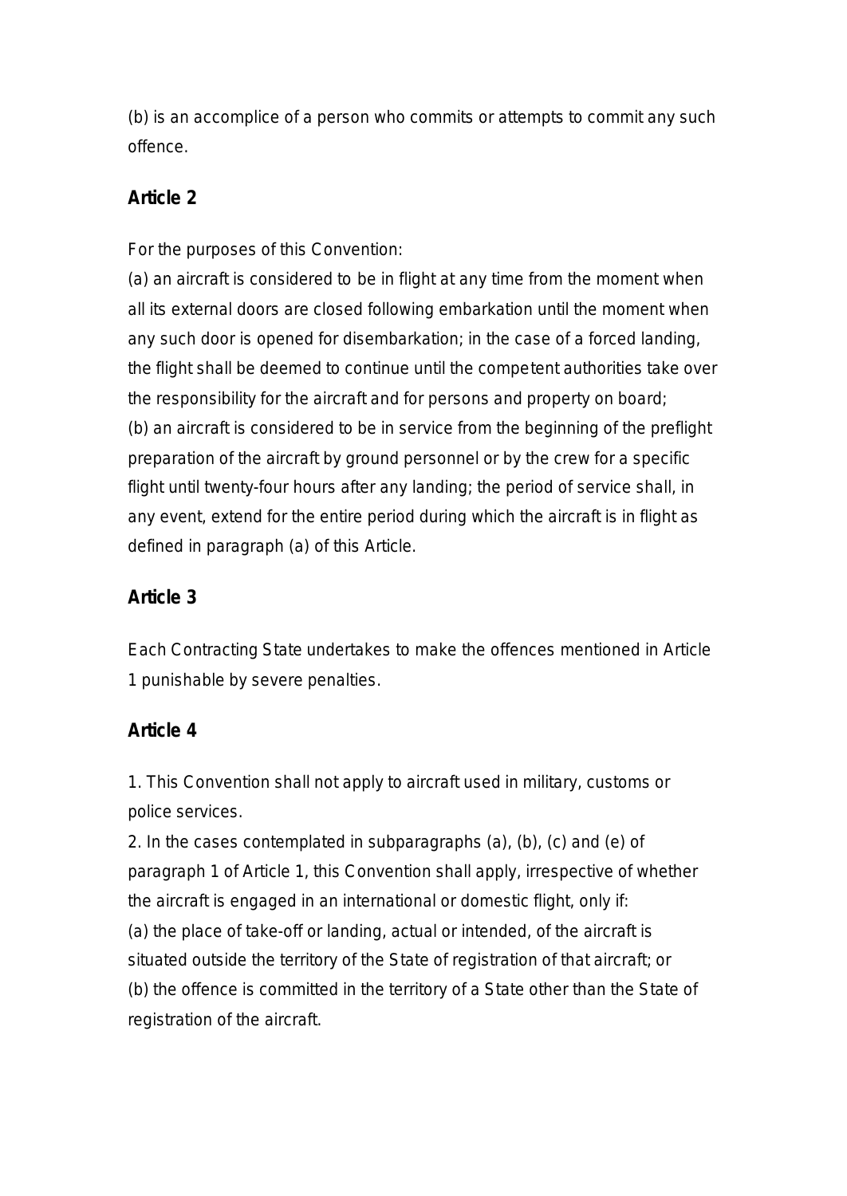(b) is an accomplice of a person who commits or attempts to commit any such offence.

**Article 2**

For the purposes of this Convention:

(a) an aircraft is considered to be in flight at any time from the moment when all its external doors are closed following embarkation until the moment when any such door is opened for disembarkation; in the case of a forced landing, the flight shall be deemed to continue until the competent authorities take over the responsibility for the aircraft and for persons and property on board;

(b) an aircraft is considered to be in service from the beginning of the preflight preparation of the aircraft by ground personnel or by the crew for a specific flight until twenty-four hours after any landing; the period of service shall, in any event, extend for the entire period during which the aircraft is in flight as defined in paragraph (a) of this Article.

**Article 3**

Each Contracting State undertakes to make the offences mentioned in Article 1 punishable by severe penalties.

**Article 4**

1. This Convention shall not apply to aircraft used in military, customs or police services.

2. In the cases contemplated in subparagraphs (a), (b), (c) and (e) of paragraph 1 of Article 1, this Convention shall apply, irrespective of whether the aircraft is engaged in an international or domestic flight, only if:

(a) the place of take-off or landing, actual or intended, of the aircraft is situated outside the territory of the State of registration of that aircraft; or

(b) the offence is committed in the territory of a State other than the State of registration of the aircraft.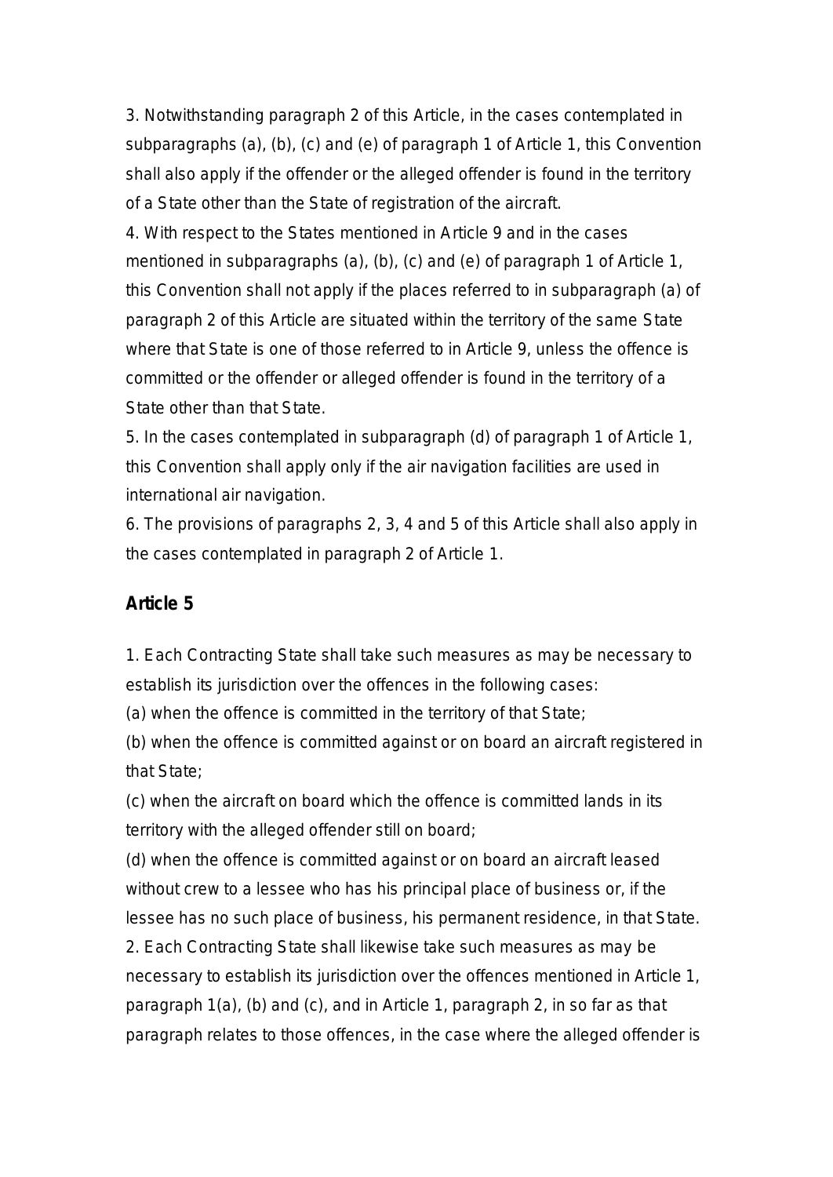3. Notwithstanding paragraph 2 of this Article, in the cases contemplated in subparagraphs (a), (b), (c) and (e) of paragraph 1 of Article 1, this Convention shall also apply if the offender or the alleged offender is found in the territory of a State other than the State of registration of the aircraft.

4. With respect to the States mentioned in Article 9 and in the cases mentioned in subparagraphs (a), (b), (c) and (e) of paragraph 1 of Article 1, this Convention shall not apply if the places referred to in subparagraph (a) of paragraph 2 of this Article are situated within the territory of the same State where that State is one of those referred to in Article 9, unless the offence is committed or the offender or alleged offender is found in the territory of a State other than that State.

5. In the cases contemplated in subparagraph (d) of paragraph 1 of Article 1, this Convention shall apply only if the air navigation facilities are used in international air navigation.

6. The provisions of paragraphs 2, 3, 4 and 5 of this Article shall also apply in the cases contemplated in paragraph 2 of Article 1.

### Article 5

1. Each Contracting State shall take such measures as may be necessary to establish its jurisdiction over the offences in the following cases:

(a) when the offence is committed in the territory of that State;

(b) when the offence is committed against or on board an aircraft registered in that State;

(c) when the aircraft on board which the offence is committed lands in its territory with the alleged offender still on board;

(d) when the offence is committed against or on board an aircraft leased without crew to a lessee who has his principal place of business or, if the lessee has no such place of business, his permanent residence, in that State.

2. Each Contracting State shall likewise take such measures as may be necessary to establish its jurisdiction over the offences mentioned in Article 1, paragraph 1(a), (b) and (c), and in Article 1, paragraph 2, in so far as that paragraph relates to those offences, in the case where the alleged offender is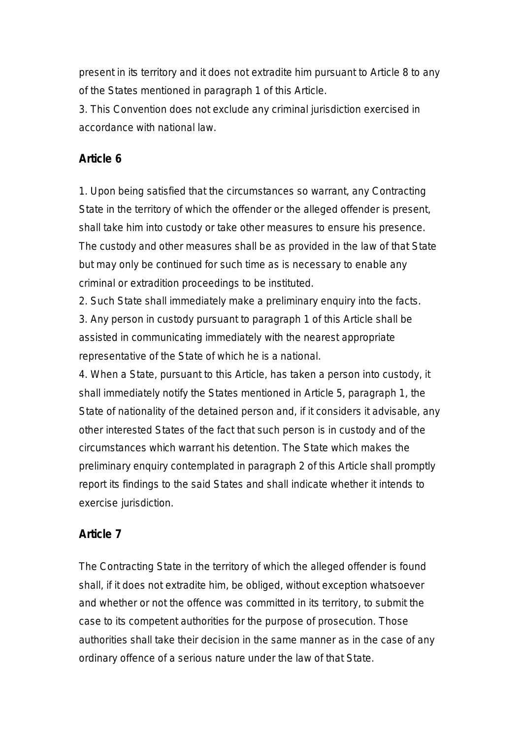present in its territory and it does not extradite him pursuant to Article 8 to any of the States mentioned in paragraph 1 of this Article.

3. This Convention does not exclude any criminal jurisdiction exercised in accordance with national law.

### Article 6

1. Upon being satisfied that the circumstances so warrant, any Contracting State in the territory of which the offender or the alleged offender is present, shall take him into custody or take other measures to ensure his presence. The custody and other measures shall be as provided in the law of that State but may only be continued for such time as is necessary to enable any criminal or extradition proceedings to be instituted.
2. Such State shall immediately make a preliminary enquiry into the facts.
3. Any person in custody pursuant to paragraph 1 of this Article shall be assisted in communicating immediately with the nearest appropriate representative of the State of which he is a national.
4. When a State, pursuant to this Article, has taken a person into custody, it shall immediately notify the States mentioned in Article 5, paragraph 1, the State of nationality of the detained person and, if it considers it advisable, any other interested States of the fact that such person is in custody and of the circumstances which warrant his detention. The State which makes the preliminary enquiry contemplated in paragraph 2 of this Article shall promptly report its findings to the said States and shall indicate whether it intends to exercise jurisdiction.

### Article 7

The Contracting State in the territory of which the alleged offender is found shall, if it does not extradite him, be obliged, without exception whatsoever and whether or not the offence was committed in its territory, to submit the case to its competent authorities for the purpose of prosecution. Those authorities shall take their decision in the same manner as in the case of any ordinary offence of a serious nature under the law of that State.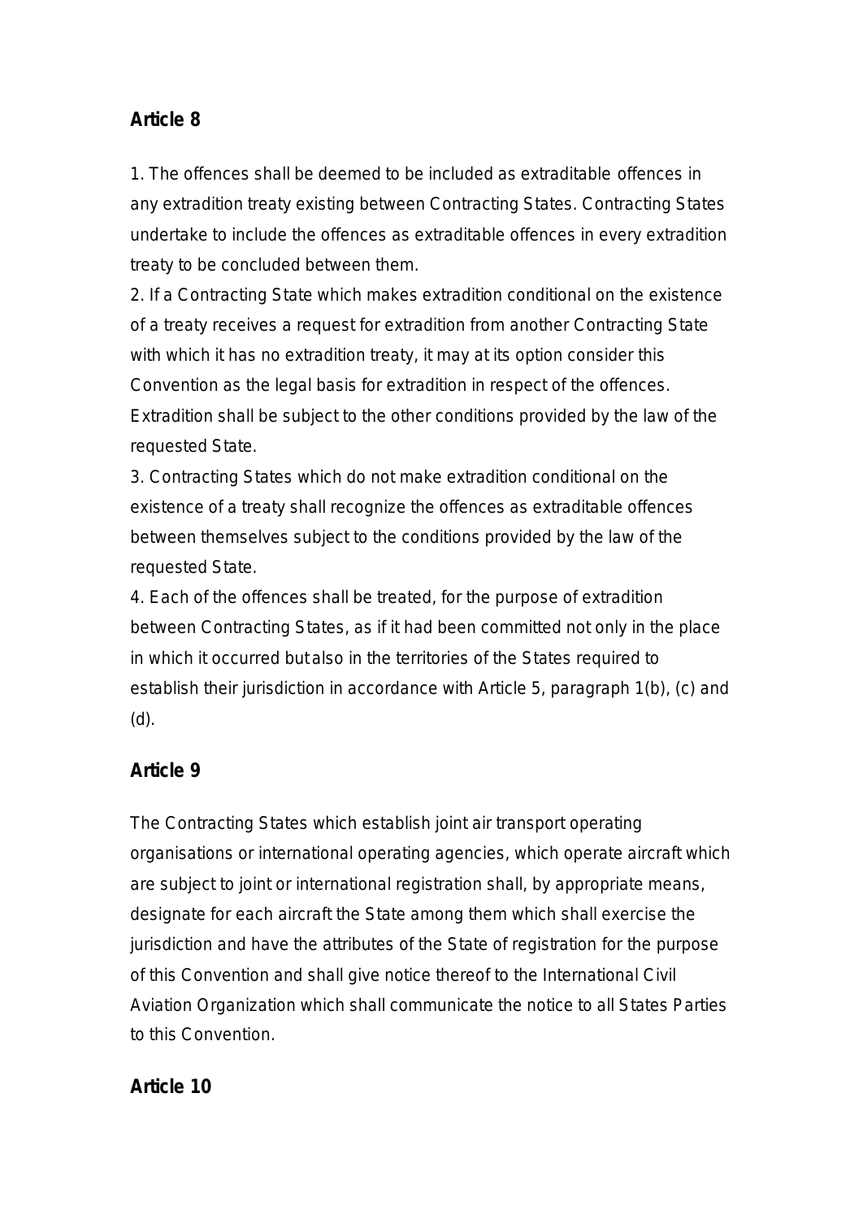**Article 8**

1. The offences shall be deemed to be included as extraditable offences in any extradition treaty existing between Contracting States. Contracting States undertake to include the offences as extraditable offences in every extradition treaty to be concluded between them.
2. If a Contracting State which makes extradition conditional on the existence of a treaty receives a request for extradition from another Contracting State with which it has no extradition treaty, it may at its option consider this Convention as the legal basis for extradition in respect of the offences. Extradition shall be subject to the other conditions provided by the law of the requested State.
3. Contracting States which do not make extradition conditional on the existence of a treaty shall recognize the offences as extraditable offences between themselves subject to the conditions provided by the law of the requested State.
4. Each of the offences shall be treated, for the purpose of extradition between Contracting States, as if it had been committed not only in the place in which it occurred but also in the territories of the States required to establish their jurisdiction in accordance with Article 5, paragraph 1(b), (c) and (d).

**Article 9**

The Contracting States which establish joint air transport operating organisations or international operating agencies, which operate aircraft which are subject to joint or international registration shall, by appropriate means, designate for each aircraft the State among them which shall exercise the jurisdiction and have the attributes of the State of registration for the purpose of this Convention and shall give notice thereof to the International Civil Aviation Organization which shall communicate the notice to all States Parties to this Convention.

**Article 10**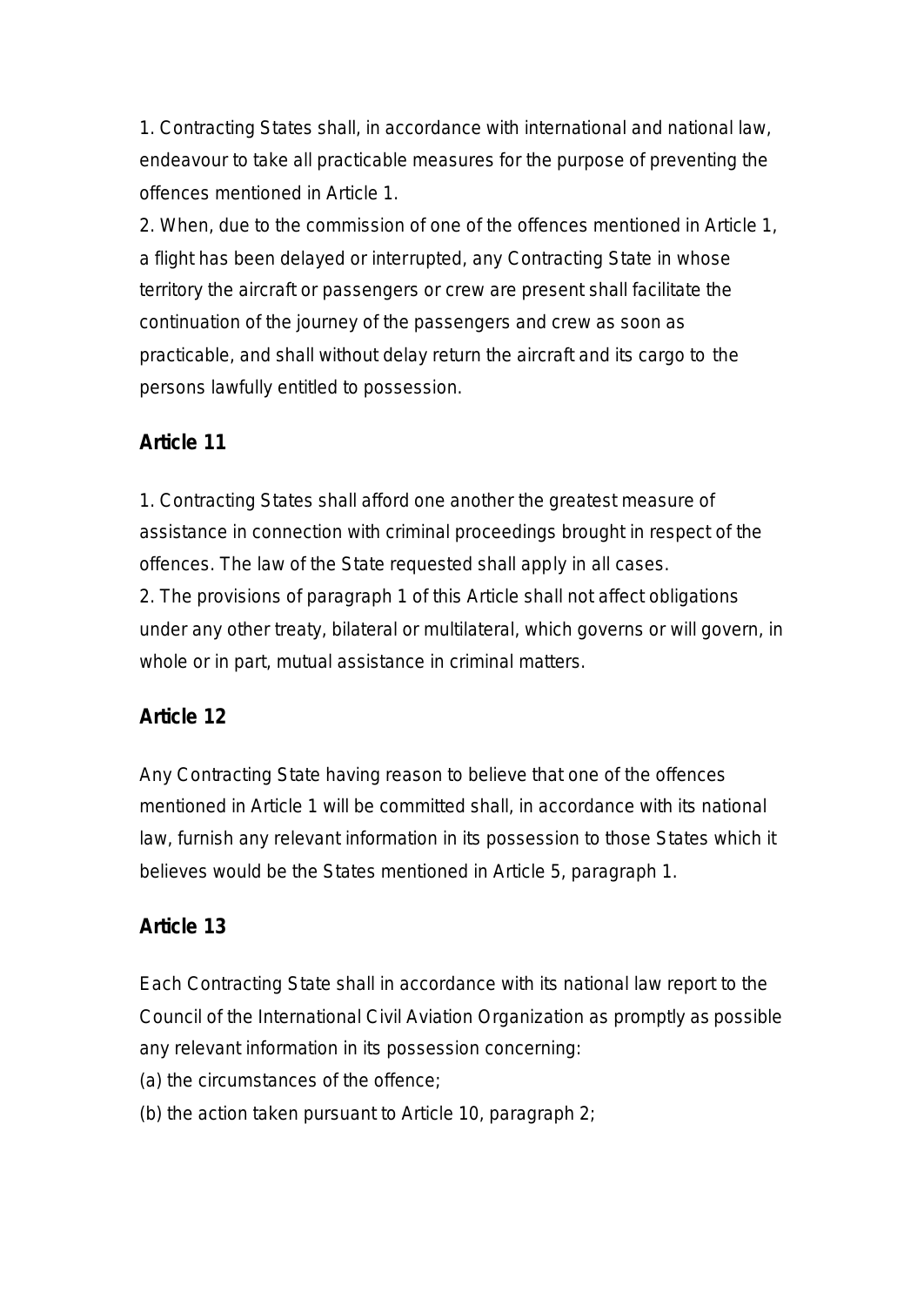1. Contracting States shall, in accordance with international and national law, endeavour to take all practicable measures for the purpose of preventing the offences mentioned in Article 1.

2. When, due to the commission of one of the offences mentioned in Article 1, a flight has been delayed or interrupted, any Contracting State in whose territory the aircraft or passengers or crew are present shall facilitate the continuation of the journey of the passengers and crew as soon as practicable, and shall without delay return the aircraft and its cargo to the persons lawfully entitled to possession.

## Article 11

1. Contracting States shall afford one another the greatest measure of assistance in connection with criminal proceedings brought in respect of the offences. The law of the State requested shall apply in all cases.

2. The provisions of paragraph 1 of this Article shall not affect obligations under any other treaty, bilateral or multilateral, which governs or will govern, in whole or in part, mutual assistance in criminal matters.

## Article 12

Any Contracting State having reason to believe that one of the offences mentioned in Article 1 will be committed shall, in accordance with its national law, furnish any relevant information in its possession to those States which it believes would be the States mentioned in Article 5, paragraph 1.

## Article 13

Each Contracting State shall in accordance with its national law report to the Council of the International Civil Aviation Organization as promptly as possible any relevant information in its possession concerning:

(a) the circumstances of the offence;

(b) the action taken pursuant to Article 10, paragraph 2;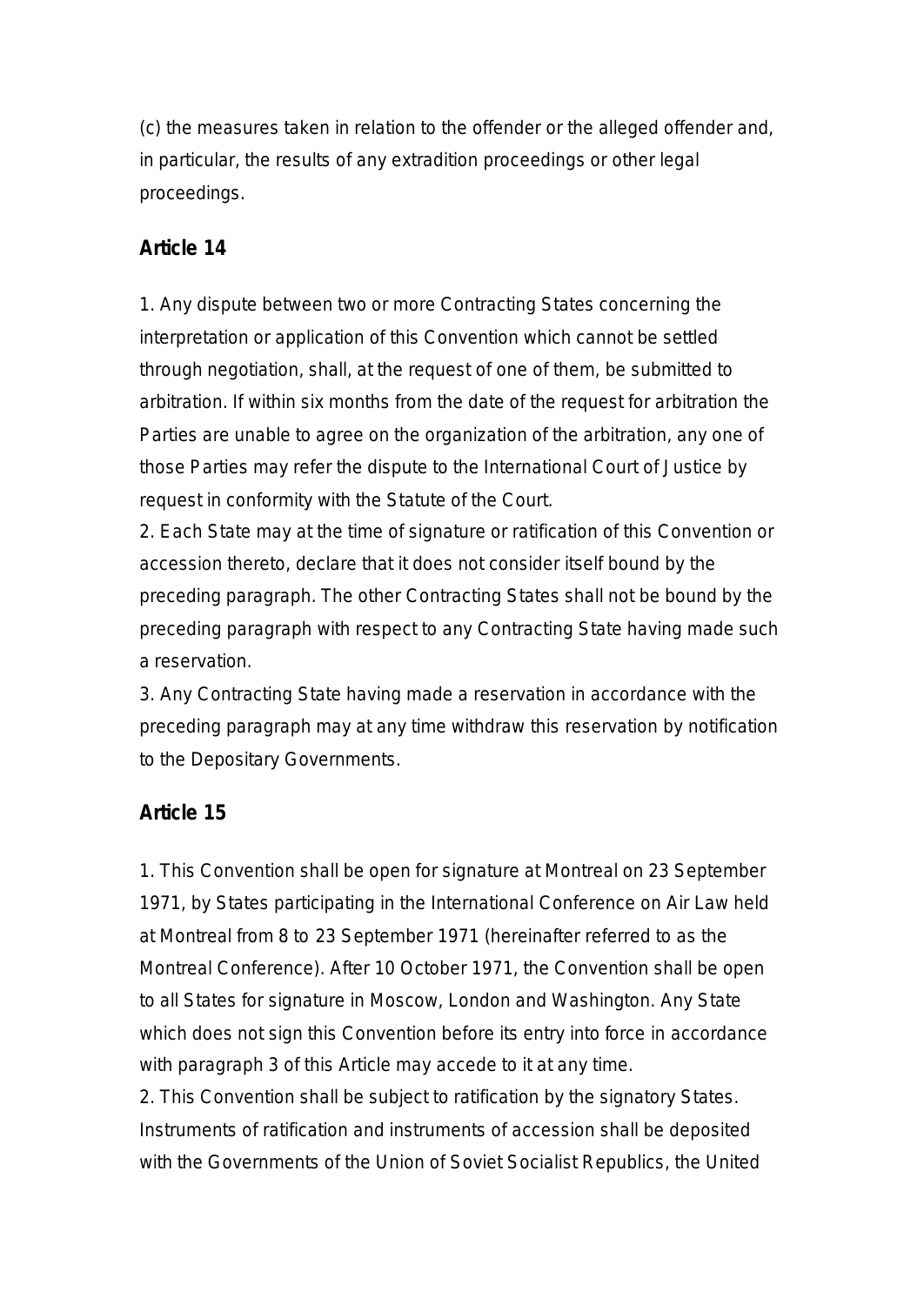(c) the measures taken in relation to the offender or the alleged offender and, in particular, the results of any extradition proceedings or other legal proceedings.

**Article 14**

1. Any dispute between two or more Contracting States concerning the interpretation or application of this Convention which cannot be settled through negotiation, shall, at the request of one of them, be submitted to arbitration. If within six months from the date of the request for arbitration the Parties are unable to agree on the organization of the arbitration, any one of those Parties may refer the dispute to the International Court of Justice by request in conformity with the Statute of the Court.
2. Each State may at the time of signature or ratification of this Convention or accession thereto, declare that it does not consider itself bound by the preceding paragraph. The other Contracting States shall not be bound by the preceding paragraph with respect to any Contracting State having made such a reservation.
3. Any Contracting State having made a reservation in accordance with the preceding paragraph may at any time withdraw this reservation by notification to the Depositary Governments.

**Article 15**

1. This Convention shall be open for signature at Montreal on 23 September 1971, by States participating in the International Conference on Air Law held at Montreal from 8 to 23 September 1971 (hereinafter referred to as the Montreal Conference). After 10 October 1971, the Convention shall be open to all States for signature in Moscow, London and Washington. Any State which does not sign this Convention before its entry into force in accordance with paragraph 3 of this Article may accede to it at any time.
2. This Convention shall be subject to ratification by the signatory States. Instruments of ratification and instruments of accession shall be deposited with the Governments of the Union of Soviet Socialist Republics, the United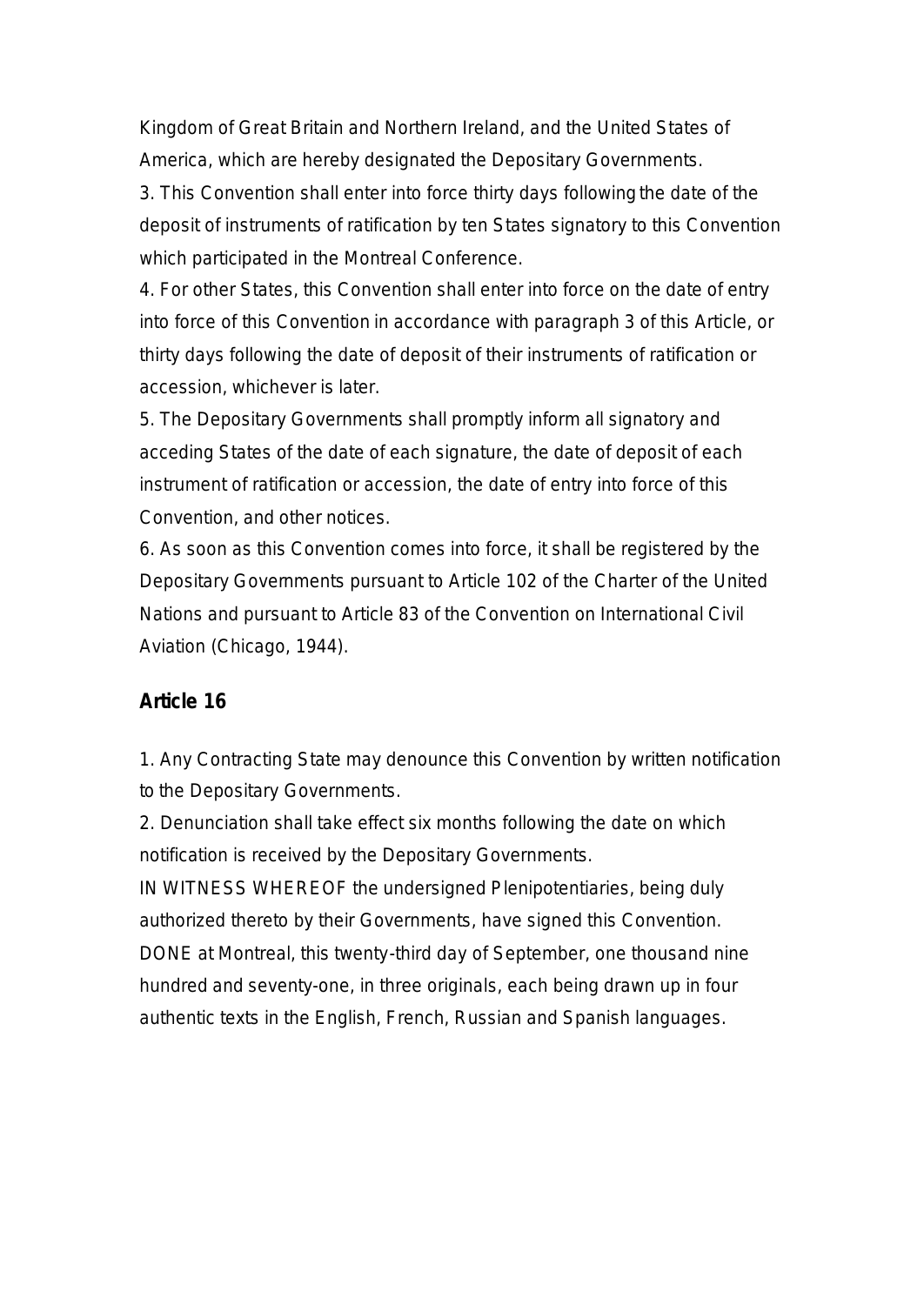Kingdom of Great Britain and Northern Ireland, and the United States of America, which are hereby designated the Depositary Governments.

3. This Convention shall enter into force thirty days following the date of the deposit of instruments of ratification by ten States signatory to this Convention which participated in the Montreal Conference.

4. For other States, this Convention shall enter into force on the date of entry into force of this Convention in accordance with paragraph 3 of this Article, or thirty days following the date of deposit of their instruments of ratification or accession, whichever is later.

5. The Depositary Governments shall promptly inform all signatory and acceding States of the date of each signature, the date of deposit of each instrument of ratification or accession, the date of entry into force of this Convention, and other notices.

6. As soon as this Convention comes into force, it shall be registered by the Depositary Governments pursuant to Article 102 of the Charter of the United Nations and pursuant to Article 83 of the Convention on International Civil Aviation (Chicago, 1944).

**Article 16**

1. Any Contracting State may denounce this Convention by written notification to the Depositary Governments.

2. Denunciation shall take effect six months following the date on which notification is received by the Depositary Governments.

IN WITNESS WHEREOF the undersigned Plenipotentiaries, being duly authorized thereto by their Governments, have signed this Convention.

DONE at Montreal, this twenty-third day of September, one thousand nine hundred and seventy-one, in three originals, each being drawn up in four authentic texts in the English, French, Russian and Spanish languages.